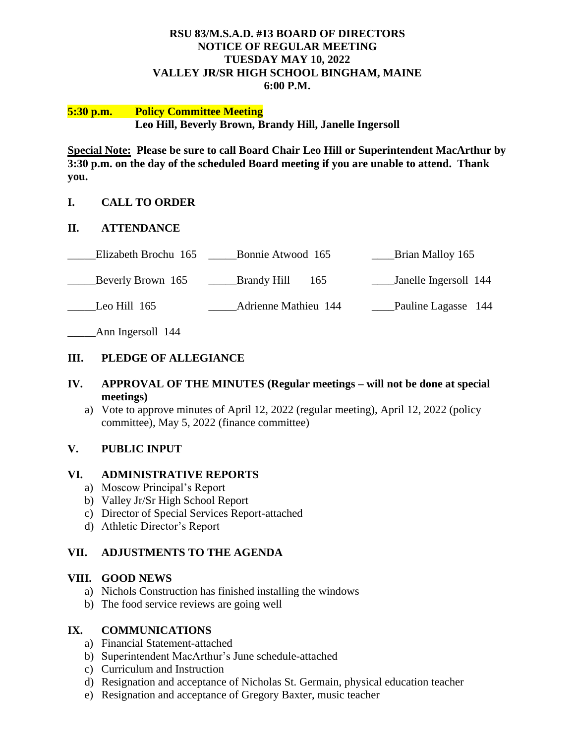# RSU 83/M.S.A.D. #13 BOARD OF DIRECTORS
## NOTICE OF REGULAR MEETING
## TUESDAY MAY 10, 2022
## VALLEY JR/SR HIGH SCHOOL BINGHAM, MAINE
## 6:00 P.M.

**5:30 p.m. Policy Committee Meeting**
**Leo Hill, Beverly Brown, Brandy Hill, Janelle Ingersoll**

**Special Note: Please be sure to call Board Chair Leo Hill or Superintendent MacArthur by 3:30 p.m. on the day of the scheduled Board meeting if you are unable to attend. Thank you.**

## I. CALL TO ORDER

## II. ATTENDANCE

| | | |
|---|---|---|
| _____Elizabeth Brochu 165 | _____Bonnie Atwood 165 | ____Brian Malloy 165 |
| _____Beverly Brown 165 | _____Brandy Hill 165 | ____Janelle Ingersoll 144 |
| _____Leo Hill 165 | _____Adrienne Mathieu 144 | ____Pauline Lagasse 144 |
| _____Ann Ingersoll 144 | | |

## III. PLEDGE OF ALLEGIANCE

## IV. APPROVAL OF THE MINUTES (Regular meetings – will not be done at special meetings)

a) Vote to approve minutes of April 12, 2022 (regular meeting), April 12, 2022 (policy committee), May 5, 2022 (finance committee)

## V. PUBLIC INPUT

## VI. ADMINISTRATIVE REPORTS

a) Moscow Principal's Report
b) Valley Jr/Sr High School Report
c) Director of Special Services Report-attached
d) Athletic Director's Report

## VII. ADJUSTMENTS TO THE AGENDA

## VIII. GOOD NEWS

a) Nichols Construction has finished installing the windows
b) The food service reviews are going well

## IX. COMMUNICATIONS

a) Financial Statement-attached
b) Superintendent MacArthur's June schedule-attached
c) Curriculum and Instruction
d) Resignation and acceptance of Nicholas St. Germain, physical education teacher
e) Resignation and acceptance of Gregory Baxter, music teacher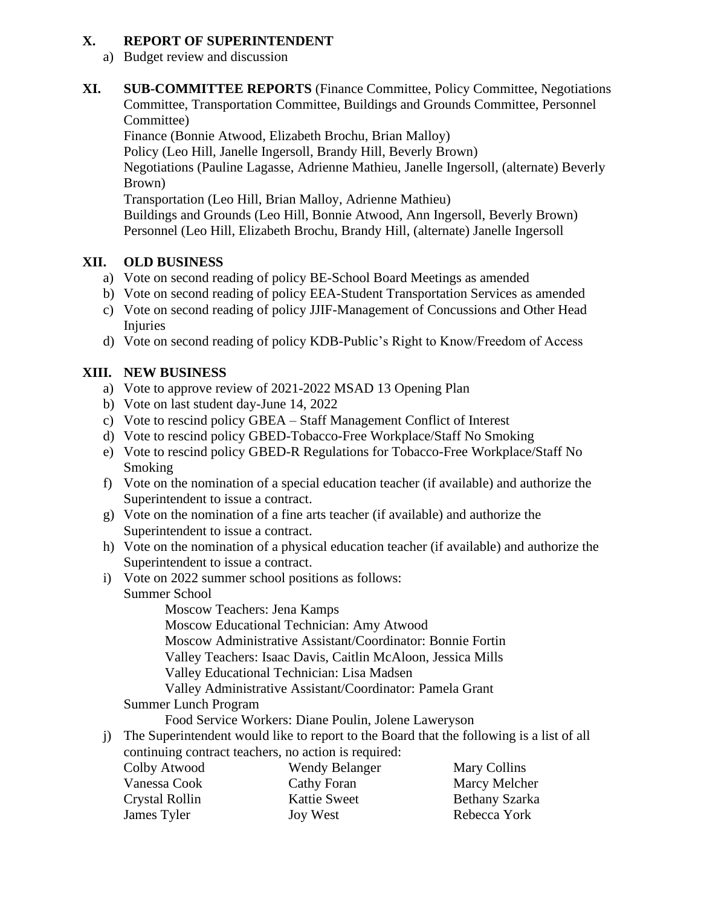## X. REPORT OF SUPERINTENDENT

a) Budget review and discussion

## XI. SUB-COMMITTEE REPORTS (Finance Committee, Policy Committee, Negotiations Committee, Transportation Committee, Buildings and Grounds Committee, Personnel Committee)

Finance (Bonnie Atwood, Elizabeth Brochu, Brian Malloy)
Policy (Leo Hill, Janelle Ingersoll, Brandy Hill, Beverly Brown)
Negotiations (Pauline Lagasse, Adrienne Mathieu, Janelle Ingersoll, (alternate) Beverly Brown)
Transportation (Leo Hill, Brian Malloy, Adrienne Mathieu)
Buildings and Grounds (Leo Hill, Bonnie Atwood, Ann Ingersoll, Beverly Brown)
Personnel (Leo Hill, Elizabeth Brochu, Brandy Hill, (alternate) Janelle Ingersoll

## XII. OLD BUSINESS

a) Vote on second reading of policy BE-School Board Meetings as amended
b) Vote on second reading of policy EEA-Student Transportation Services as amended
c) Vote on second reading of policy JJIF-Management of Concussions and Other Head Injuries
d) Vote on second reading of policy KDB-Public's Right to Know/Freedom of Access

## XIII. NEW BUSINESS

a) Vote to approve review of 2021-2022 MSAD 13 Opening Plan
b) Vote on last student day-June 14, 2022
c) Vote to rescind policy GBEA – Staff Management Conflict of Interest
d) Vote to rescind policy GBED-Tobacco-Free Workplace/Staff No Smoking
e) Vote to rescind policy GBED-R Regulations for Tobacco-Free Workplace/Staff No Smoking
f) Vote on the nomination of a special education teacher (if available) and authorize the Superintendent to issue a contract.
g) Vote on the nomination of a fine arts teacher (if available) and authorize the Superintendent to issue a contract.
h) Vote on the nomination of a physical education teacher (if available) and authorize the Superintendent to issue a contract.
i) Vote on 2022 summer school positions as follows:

   Summer School

   - Moscow Teachers: Jena Kamps
   - Moscow Educational Technician: Amy Atwood
   - Moscow Administrative Assistant/Coordinator: Bonnie Fortin
   - Valley Teachers: Isaac Davis, Caitlin McAloon, Jessica Mills
   - Valley Educational Technician: Lisa Madsen
   - Valley Administrative Assistant/Coordinator: Pamela Grant

   Summer Lunch Program

   - Food Service Workers: Diane Poulin, Jolene Laweryson

j) The Superintendent would like to report to the Board that the following is a list of all continuing contract teachers, no action is required:

| | | |
|---|---|---|
| Colby Atwood | Wendy Belanger | Mary Collins |
| Vanessa Cook | Cathy Foran | Marcy Melcher |
| Crystal Rollin | Kattie Sweet | Bethany Szarka |
| James Tyler | Joy West | Rebecca York |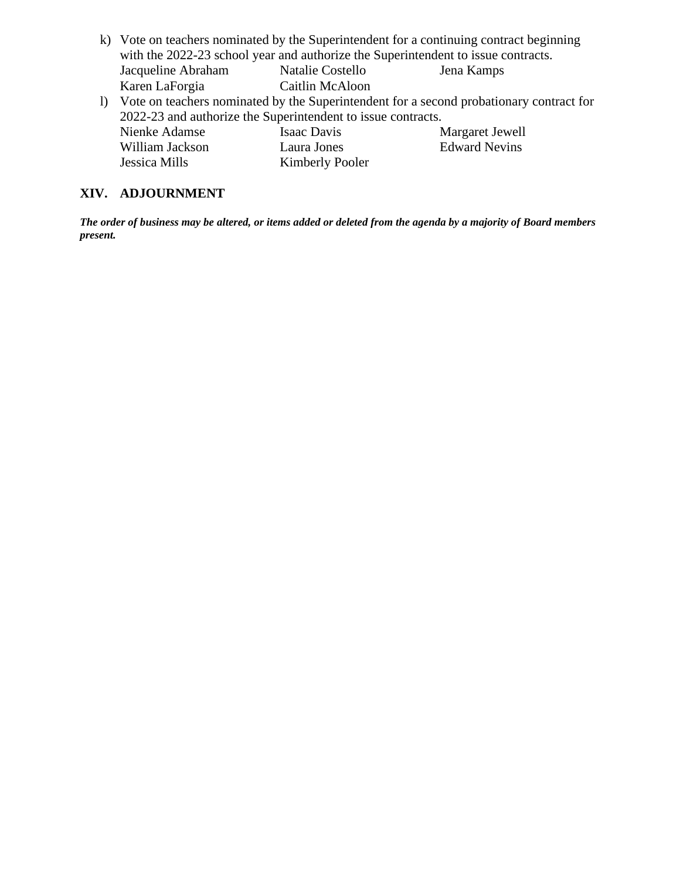k) Vote on teachers nominated by the Superintendent for a continuing contract beginning with the 2022-23 school year and authorize the Superintendent to issue contracts.

| | | |
|---|---|---|
| Jacqueline Abraham | Natalie Costello | Jena Kamps |
| Karen LaForgia | Caitlin McAloon | |

l) Vote on teachers nominated by the Superintendent for a second probationary contract for 2022-23 and authorize the Superintendent to issue contracts.

| | | |
|---|---|---|
| Nienke Adamse | Isaac Davis | Margaret Jewell |
| William Jackson | Laura Jones | Edward Nevins |
| Jessica Mills | Kimberly Pooler | |

## XIV. ADJOURNMENT

***The order of business may be altered, or items added or deleted from the agenda by a majority of Board members present.***